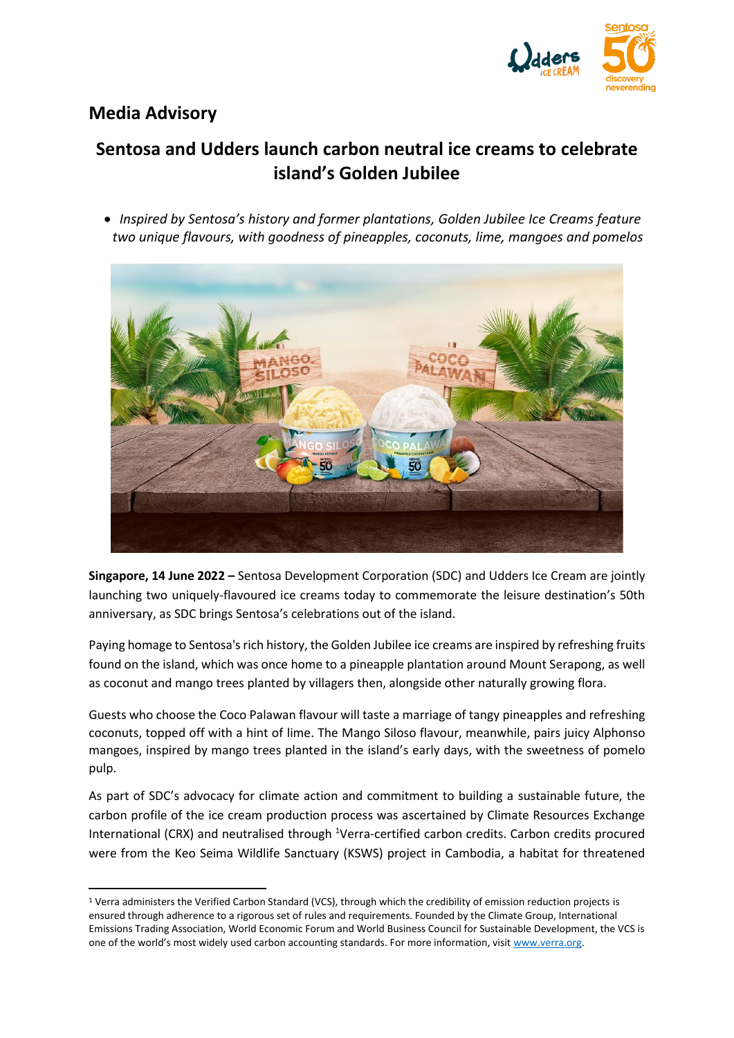## Media Advisory

# Sentosa and Udders launch carbon neutral ice creams to celebrate island's Golden Jubilee

- *Inspired by Sentosa's history and former plantations, Golden Jubilee Ice Creams feature two unique flavours, with goodness of pineapples, coconuts, lime, mangoes and pomelos*

**Singapore, 14 June 2022 –** Sentosa Development Corporation (SDC) and Udders Ice Cream are jointly launching two uniquely-flavoured ice creams today to commemorate the leisure destination's 50th anniversary, as SDC brings Sentosa's celebrations out of the island.

Paying homage to Sentosa's rich history, the Golden Jubilee ice creams are inspired by refreshing fruits found on the island, which was once home to a pineapple plantation around Mount Serapong, as well as coconut and mango trees planted by villagers then, alongside other naturally growing flora.

Guests who choose the Coco Palawan flavour will taste a marriage of tangy pineapples and refreshing coconuts, topped off with a hint of lime. The Mango Siloso flavour, meanwhile, pairs juicy Alphonso mangoes, inspired by mango trees planted in the island's early days, with the sweetness of pomelo pulp.

As part of SDC's advocacy for climate action and commitment to building a sustainable future, the carbon profile of the ice cream production process was ascertained by Climate Resources Exchange International (CRX) and neutralised through [1]Verra-certified carbon credits. Carbon credits procured were from the Keo Seima Wildlife Sanctuary (KSWS) project in Cambodia, a habitat for threatened

---

[1] Verra administers the Verified Carbon Standard (VCS), through which the credibility of emission reduction projects is ensured through adherence to a rigorous set of rules and requirements. Founded by the Climate Group, International Emissions Trading Association, World Economic Forum and World Business Council for Sustainable Development, the VCS is one of the world's most widely used carbon accounting standards. For more information, visit www.verra.org.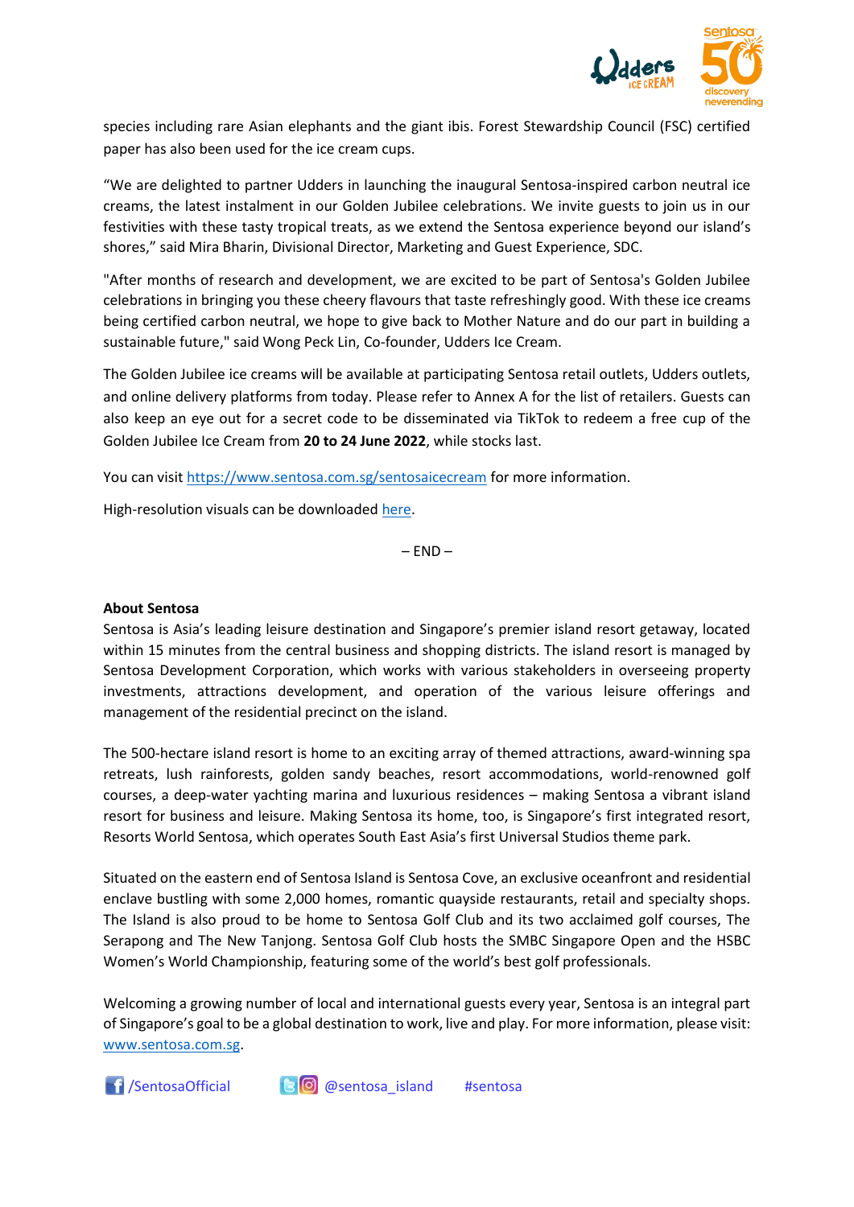species including rare Asian elephants and the giant ibis. Forest Stewardship Council (FSC) certified paper has also been used for the ice cream cups.

“We are delighted to partner Udders in launching the inaugural Sentosa-inspired carbon neutral ice creams, the latest instalment in our Golden Jubilee celebrations. We invite guests to join us in our festivities with these tasty tropical treats, as we extend the Sentosa experience beyond our island’s shores,” said Mira Bharin, Divisional Director, Marketing and Guest Experience, SDC.

"After months of research and development, we are excited to be part of Sentosa's Golden Jubilee celebrations in bringing you these cheery flavours that taste refreshingly good. With these ice creams being certified carbon neutral, we hope to give back to Mother Nature and do our part in building a sustainable future," said Wong Peck Lin, Co-founder, Udders Ice Cream.

The Golden Jubilee ice creams will be available at participating Sentosa retail outlets, Udders outlets, and online delivery platforms from today. Please refer to Annex A for the list of retailers. Guests can also keep an eye out for a secret code to be disseminated via TikTok to redeem a free cup of the Golden Jubilee Ice Cream from **20 to 24 June 2022**, while stocks last.

You can visit [https://www.sentosa.com.sg/sentosaicecream](https://www.sentosa.com.sg/sentosaicecream) for more information.

High-resolution visuals can be downloaded here.

– END –

**About Sentosa**

Sentosa is Asia’s leading leisure destination and Singapore’s premier island resort getaway, located within 15 minutes from the central business and shopping districts. The island resort is managed by Sentosa Development Corporation, which works with various stakeholders in overseeing property investments, attractions development, and operation of the various leisure offerings and management of the residential precinct on the island.

The 500-hectare island resort is home to an exciting array of themed attractions, award-winning spa retreats, lush rainforests, golden sandy beaches, resort accommodations, world-renowned golf courses, a deep-water yachting marina and luxurious residences – making Sentosa a vibrant island resort for business and leisure. Making Sentosa its home, too, is Singapore’s first integrated resort, Resorts World Sentosa, which operates South East Asia’s first Universal Studios theme park.

Situated on the eastern end of Sentosa Island is Sentosa Cove, an exclusive oceanfront and residential enclave bustling with some 2,000 homes, romantic quayside restaurants, retail and specialty shops. The Island is also proud to be home to Sentosa Golf Club and its two acclaimed golf courses, The Serapong and The New Tanjong. Sentosa Golf Club hosts the SMBC Singapore Open and the HSBC Women’s World Championship, featuring some of the world’s best golf professionals.

Welcoming a growing number of local and international guests every year, Sentosa is an integral part of Singapore’s goal to be a global destination to work, live and play. For more information, please visit: [www.sentosa.com.sg](www.sentosa.com.sg).

/SentosaOfficial @sentosa_island #sentosa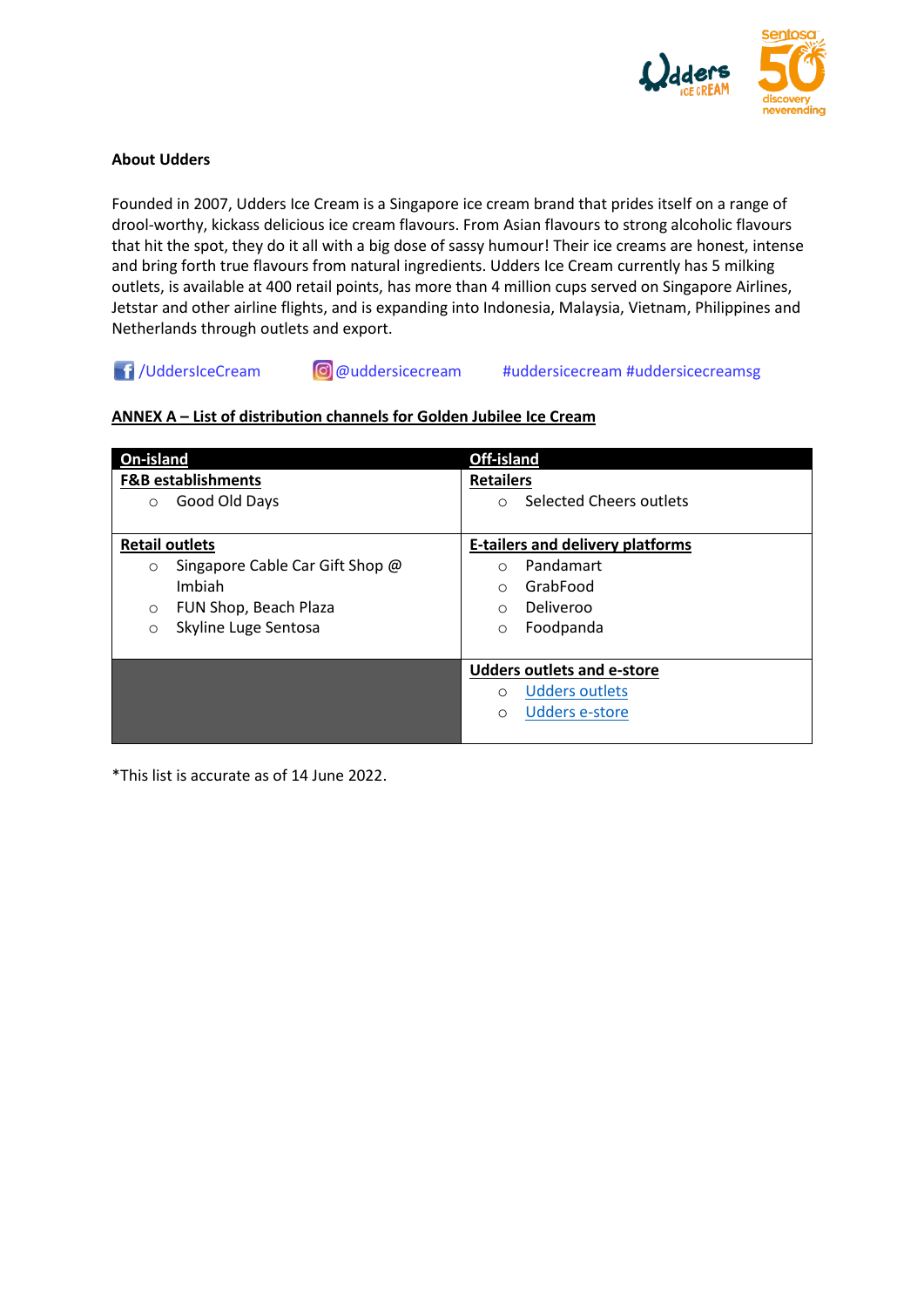**About Udders**

Founded in 2007, Udders Ice Cream is a Singapore ice cream brand that prides itself on a range of drool-worthy, kickass delicious ice cream flavours. From Asian flavours to strong alcoholic flavours that hit the spot, they do it all with a big dose of sassy humour! Their ice creams are honest, intense and bring forth true flavours from natural ingredients. Udders Ice Cream currently has 5 milking outlets, is available at 400 retail points, has more than 4 million cups served on Singapore Airlines, Jetstar and other airline flights, and is expanding into Indonesia, Malaysia, Vietnam, Philippines and Netherlands through outlets and export.

/UddersIceCream @uddersicecream #uddersicecream #uddersicecreamsg

**ANNEX A – List of distribution channels for Golden Jubilee Ice Cream**

| On-island | Off-island |
|---|---|
| **F&B establishments**<br>○ Good Old Days | **Retailers**<br>○ Selected Cheers outlets |
| **Retail outlets**<br>○ Singapore Cable Car Gift Shop @ Imbiah<br>○ FUN Shop, Beach Plaza<br>○ Skyline Luge Sentosa | **E-tailers and delivery platforms**<br>○ Pandamart<br>○ GrabFood<br>○ Deliveroo<br>○ Foodpanda |
| | **Udders outlets and e-store**<br>○ Udders outlets<br>○ Udders e-store |

*This list is accurate as of 14 June 2022.